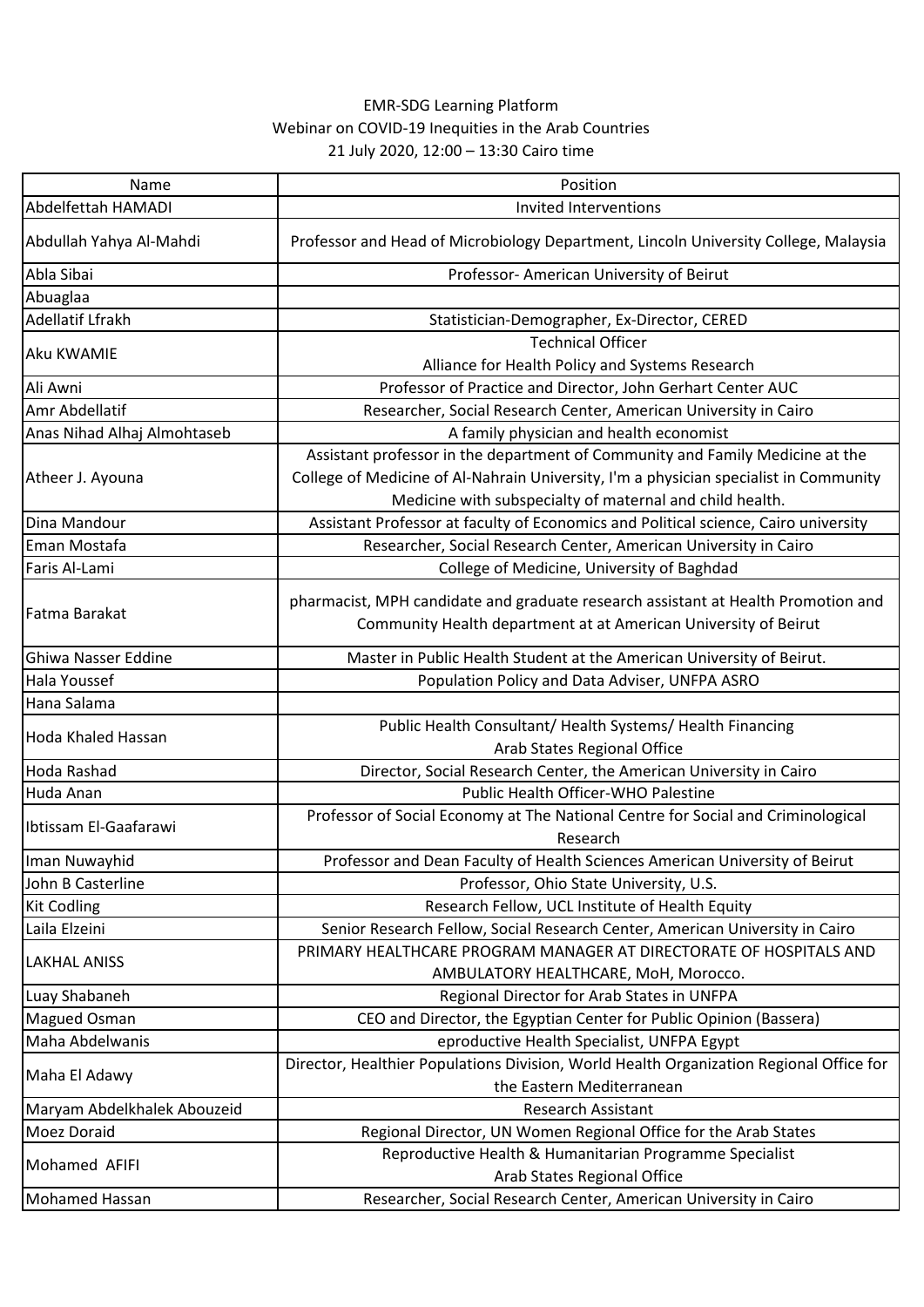EMR-SDG Learning Platform

Webinar on COVID-19 Inequities in the Arab Countries

21 July 2020, 12:00 – 13:30 Cairo time

| Name | Position |
|---|---|
| Abdelfettah HAMADI | Invited Interventions |
| Abdullah Yahya Al-Mahdi | Professor and Head of Microbiology Department, Lincoln University College, Malaysia |
| Abla Sibai | Professor- American University of Beirut |
| Abuaglaa | |
| Adellatif Lfrakh | Statistician-Demographer, Ex-Director, CERED |
| Aku KWAMIE | Technical Officer<br>Alliance for Health Policy and Systems Research |
| Ali Awni | Professor of Practice and Director, John Gerhart Center AUC |
| Amr Abdellatif | Researcher, Social Research Center, American University in Cairo |
| Anas Nihad Alhaj Almohtaseb | A family physician and health economist |
| Atheer J. Ayouna | Assistant professor in the department of Community and Family Medicine at the College of Medicine of Al-Nahrain University, I'm a physician specialist in Community Medicine with subspecialty of maternal and child health. |
| Dina Mandour | Assistant Professor at faculty of Economics and Political science, Cairo university |
| Eman Mostafa | Researcher, Social Research Center, American University in Cairo |
| Faris Al-Lami | College of Medicine, University of Baghdad |
| Fatma Barakat | pharmacist, MPH candidate and graduate research assistant at Health Promotion and Community Health department at at American University of Beirut |
| Ghiwa Nasser Eddine | Master in Public Health Student at the American University of Beirut. |
| Hala Youssef | Population Policy and Data Adviser, UNFPA ASRO |
| Hana Salama | |
| Hoda Khaled Hassan | Public Health Consultant/ Health Systems/ Health Financing<br>Arab States Regional Office |
| Hoda Rashad | Director, Social Research Center, the American University in Cairo |
| Huda Anan | Public Health Officer-WHO Palestine |
| Ibtissam El-Gaafarawi | Professor of Social Economy at The National Centre for Social and Criminological Research |
| Iman Nuwayhid | Professor and Dean Faculty of Health Sciences American University of Beirut |
| John B Casterline | Professor, Ohio State University, U.S. |
| Kit Codling | Research Fellow, UCL Institute of Health Equity |
| Laila Elzeini | Senior Research Fellow, Social Research Center, American University in Cairo |
| LAKHAL ANISS | PRIMARY HEALTHCARE PROGRAM MANAGER AT DIRECTORATE OF HOSPITALS AND AMBULATORY HEALTHCARE, MoH, Morocco. |
| Luay Shabaneh | Regional Director for Arab States in UNFPA |
| Magued Osman | CEO and Director, the Egyptian Center for Public Opinion (Bassera) |
| Maha Abdelwanis | eproductive Health Specialist, UNFPA Egypt |
| Maha El Adawy | Director, Healthier Populations Division, World Health Organization Regional Office for the Eastern Mediterranean |
| Maryam Abdelkhalek Abouzeid | Research Assistant |
| Moez Doraid | Regional Director, UN Women Regional Office for the Arab States |
| Mohamed AFIFI | Reproductive Health & Humanitarian Programme Specialist<br>Arab States Regional Office |
| Mohamed Hassan | Researcher, Social Research Center, American University in Cairo |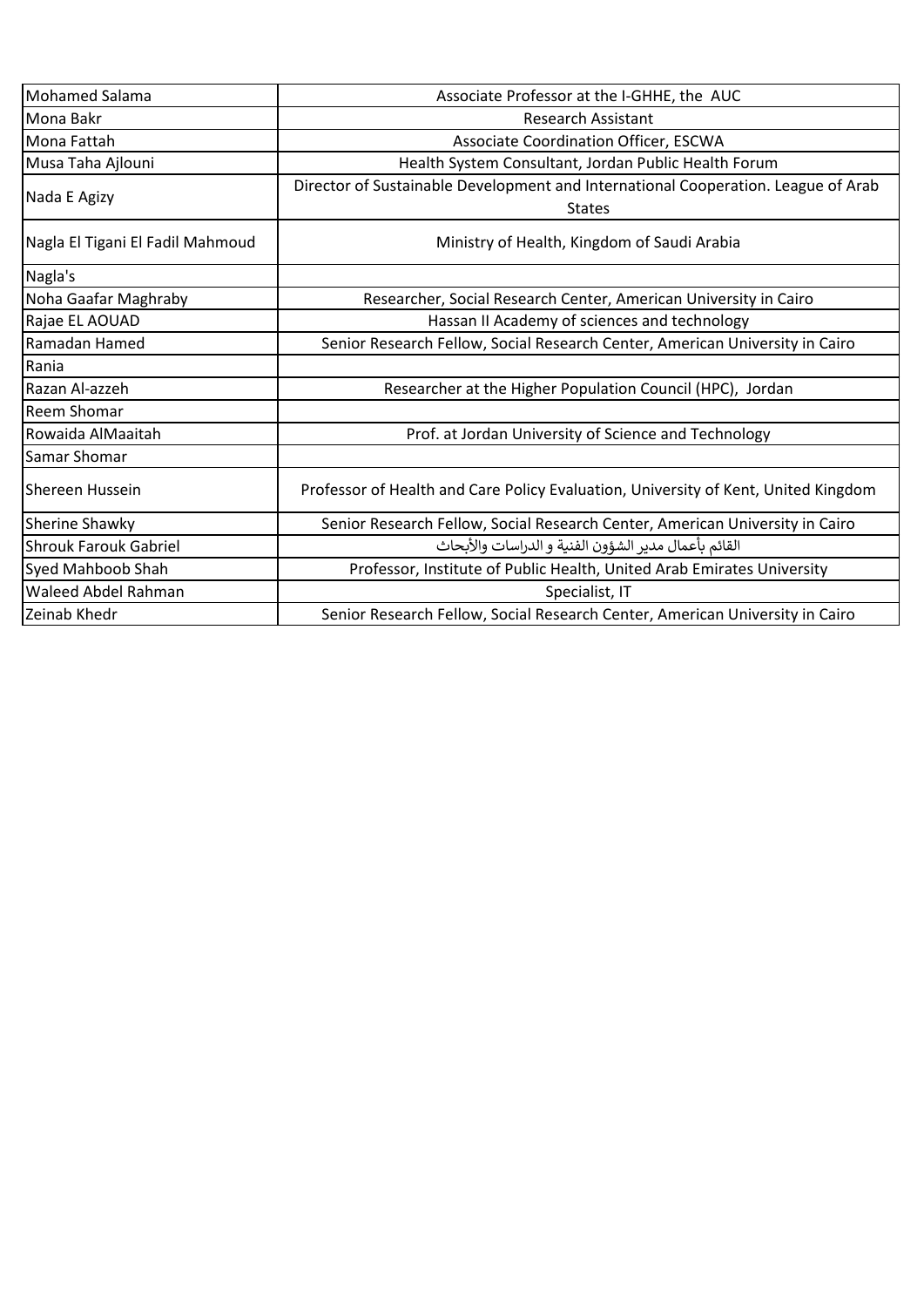| | |
|---|---|
| Mohamed Salama | Associate Professor at the I-GHHE, the  AUC |
| Mona Bakr | Research Assistant |
| Mona Fattah | Associate Coordination Officer, ESCWA |
| Musa Taha Ajlouni | Health System Consultant, Jordan Public Health Forum |
| Nada E Agizy | Director of Sustainable Development and International Cooperation. League of Arab States |
| Nagla El Tigani El Fadil Mahmoud | Ministry of Health, Kingdom of Saudi Arabia |
| Nagla's | |
| Noha Gaafar Maghraby | Researcher, Social Research Center, American University in Cairo |
| Rajae EL AOUAD | Hassan II Academy of sciences and technology |
| Ramadan Hamed | Senior Research Fellow, Social Research Center, American University in Cairo |
| Rania | |
| Razan Al-azzeh | Researcher at the Higher Population Council (HPC),  Jordan |
| Reem Shomar | |
| Rowaida AlMaaitah | Prof. at Jordan University of Science and Technology |
| Samar Shomar | |
| Shereen Hussein | Professor of Health and Care Policy Evaluation, University of Kent, United Kingdom |
| Sherine Shawky | Senior Research Fellow, Social Research Center, American University in Cairo |
| Shrouk Farouk Gabriel | القائم بأعمال مدير الشؤون الفنية و الدراسات والأبحاث |
| Syed Mahboob Shah | Professor, Institute of Public Health, United Arab Emirates University |
| Waleed Abdel Rahman | Specialist, IT |
| Zeinab Khedr | Senior Research Fellow, Social Research Center, American University in Cairo |